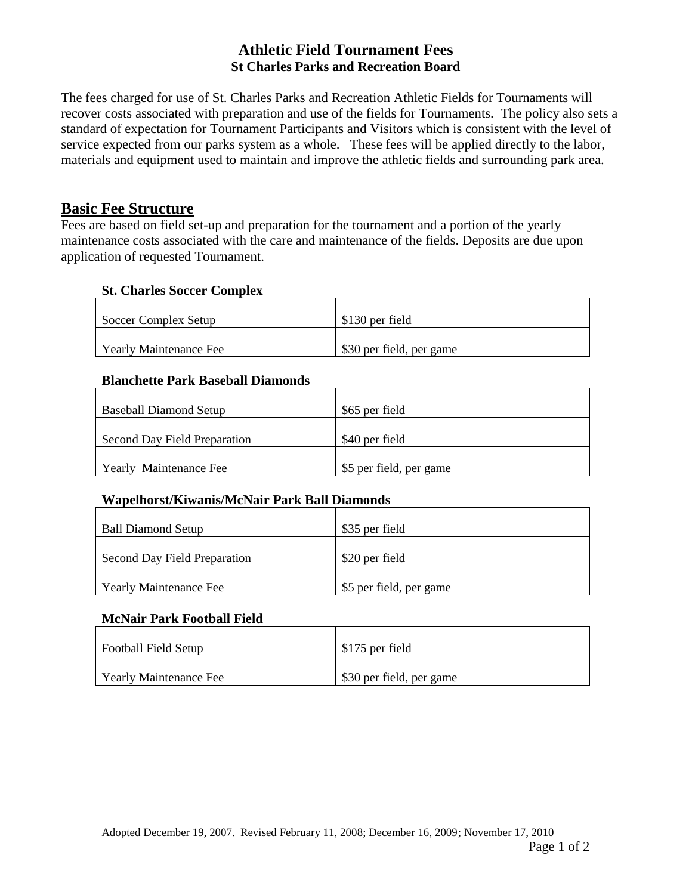# Athletic Field Tournament Fees
## St Charles Parks and Recreation Board

The fees charged for use of St. Charles Parks and Recreation Athletic Fields for Tournaments will recover costs associated with preparation and use of the fields for Tournaments. The policy also sets a standard of expectation for Tournament Participants and Visitors which is consistent with the level of service expected from our parks system as a whole. These fees will be applied directly to the labor, materials and equipment used to maintain and improve the athletic fields and surrounding park area.

## Basic Fee Structure

Fees are based on field set-up and preparation for the tournament and a portion of the yearly maintenance costs associated with the care and maintenance of the fields. Deposits are due upon application of requested Tournament.

**St. Charles Soccer Complex**

| | |
|---|---|
| Soccer Complex Setup | $130 per field |
| Yearly Maintenance Fee | $30 per field, per game |

**Blanchette Park Baseball Diamonds**

| | |
|---|---|
| Baseball Diamond Setup | $65 per field |
| Second Day Field Preparation | $40 per field |
| Yearly Maintenance Fee | $5 per field, per game |

**Wapelhorst/Kiwanis/McNair Park Ball Diamonds**

| | |
|---|---|
| Ball Diamond Setup | $35 per field |
| Second Day Field Preparation | $20 per field |
| Yearly Maintenance Fee | $5 per field, per game |

**McNair Park Football Field**

| | |
|---|---|
| Football Field Setup | $175 per field |
| Yearly Maintenance Fee | $30 per field, per game |

Adopted December 19, 2007. Revised February 11, 2008; December 16, 2009; November 17, 2010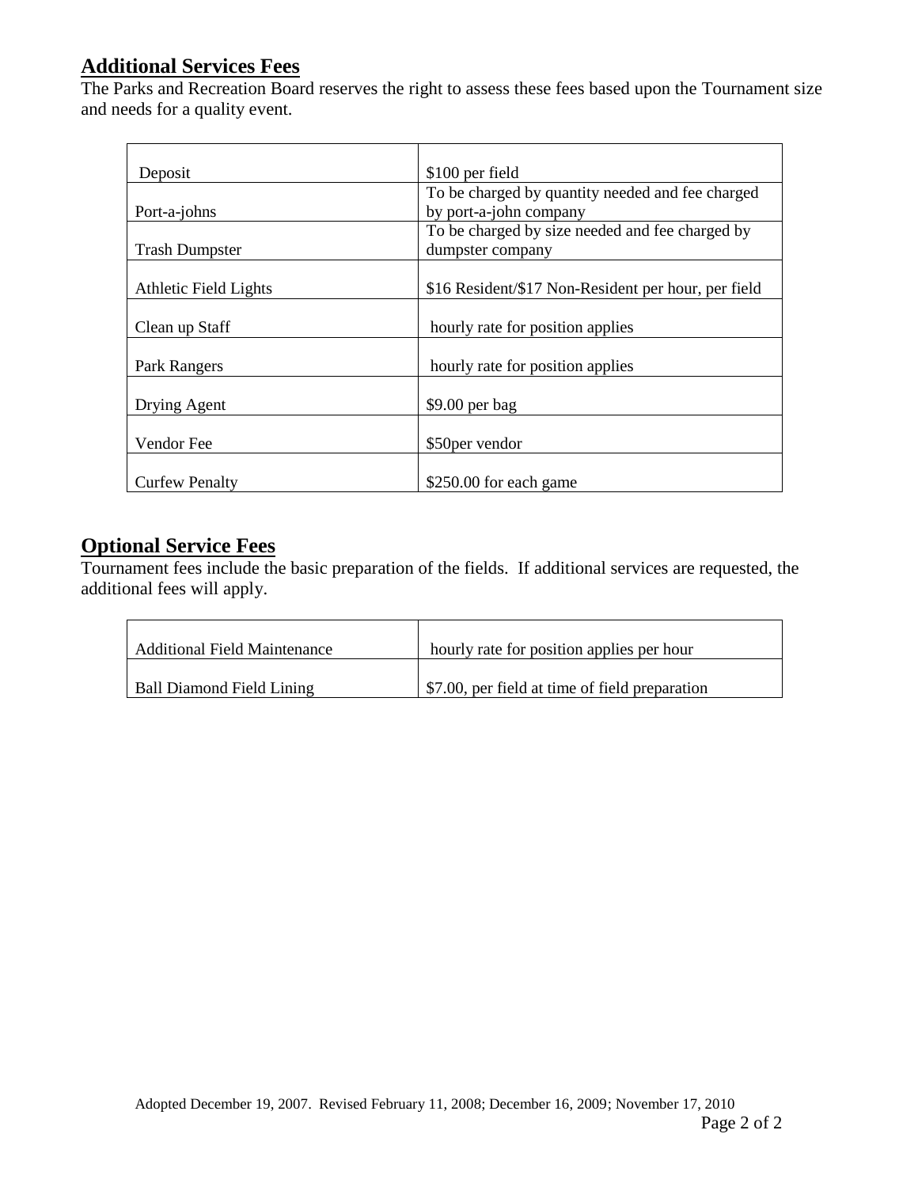## Additional Services Fees

The Parks and Recreation Board reserves the right to assess these fees based upon the Tournament size and needs for a quality event.

| | |
|---|---|
| Deposit | $100 per field |
| Port-a-johns | To be charged by quantity needed and fee charged by port-a-john company |
| Trash Dumpster | To be charged by size needed and fee charged by dumpster company |
| Athletic Field Lights | $16 Resident/$17 Non-Resident per hour, per field |
| Clean up Staff | hourly rate for position applies |
| Park Rangers | hourly rate for position applies |
| Drying Agent | $9.00 per bag |
| Vendor Fee | $50per vendor |
| Curfew Penalty | $250.00 for each game |

## Optional Service Fees

Tournament fees include the basic preparation of the fields. If additional services are requested, the additional fees will apply.

| | |
|---|---|
| Additional Field Maintenance | hourly rate for position applies per hour |
| Ball Diamond Field Lining | $7.00, per field at time of field preparation |

Adopted December 19, 2007. Revised February 11, 2008; December 16, 2009; November 17, 2010